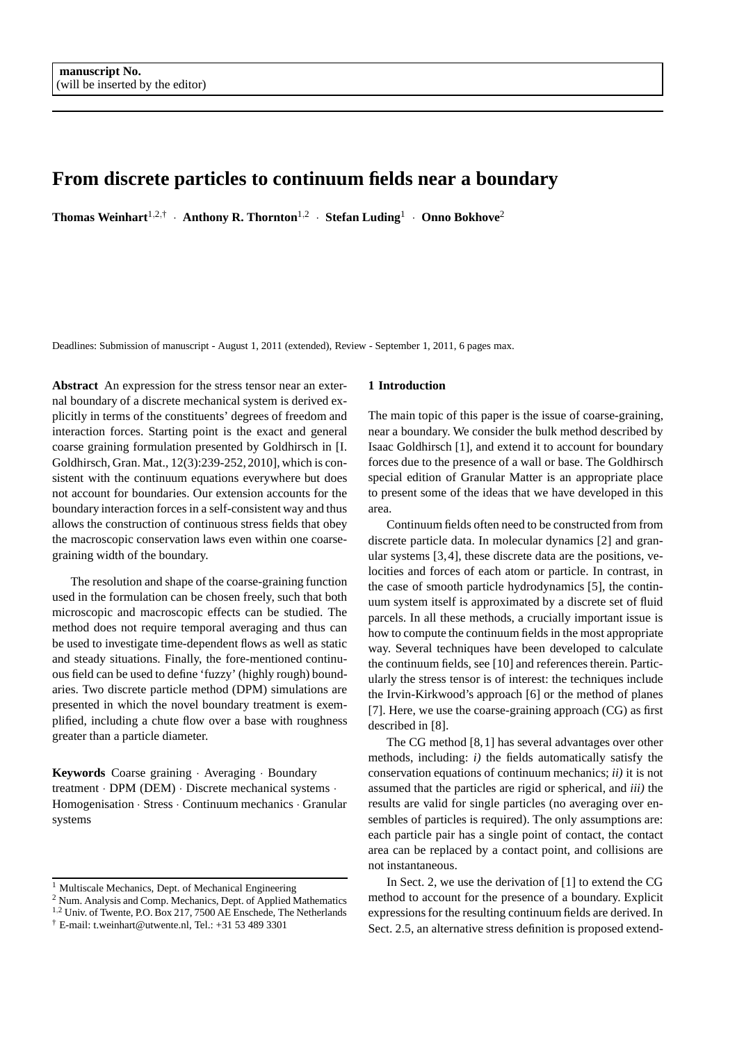**manuscript No.**
(will be inserted by the editor)

# From discrete particles to continuum fields near a boundary

**Thomas Weinhart**[1,2,†] · **Anthony R. Thornton**[1,2] · **Stefan Luding**[1] · **Onno Bokhove**[2]

Deadlines: Submission of manuscript - August 1, 2011 (extended), Review - September 1, 2011, 6 pages max.

**Abstract** An expression for the stress tensor near an external boundary of a discrete mechanical system is derived explicitly in terms of the constituents' degrees of freedom and interaction forces. Starting point is the exact and general coarse graining formulation presented by Goldhirsch in [I. Goldhirsch, Gran. Mat., 12(3):239-252, 2010], which is consistent with the continuum equations everywhere but does not account for boundaries. Our extension accounts for the boundary interaction forces in a self-consistent way and thus allows the construction of continuous stress fields that obey the macroscopic conservation laws even within one coarse-graining width of the boundary.

The resolution and shape of the coarse-graining function used in the formulation can be chosen freely, such that both microscopic and macroscopic effects can be studied. The method does not require temporal averaging and thus can be used to investigate time-dependent flows as well as static and steady situations. Finally, the fore-mentioned continuous field can be used to define 'fuzzy' (highly rough) boundaries. Two discrete particle method (DPM) simulations are presented in which the novel boundary treatment is exemplified, including a chute flow over a base with roughness greater than a particle diameter.

**Keywords** Coarse graining · Averaging · Boundary treatment · DPM (DEM) · Discrete mechanical systems · Homogenisation · Stress · Continuum mechanics · Granular systems

[1] Multiscale Mechanics, Dept. of Mechanical Engineering
[2] Num. Analysis and Comp. Mechanics, Dept. of Applied Mathematics
[1,2] Univ. of Twente, P.O. Box 217, 7500 AE Enschede, The Netherlands
[†] E-mail: t.weinhart@utwente.nl, Tel.: +31 53 489 3301

## 1 Introduction

The main topic of this paper is the issue of coarse-graining, near a boundary. We consider the bulk method described by Isaac Goldhirsch [1], and extend it to account for boundary forces due to the presence of a wall or base. The Goldhirsch special edition of Granular Matter is an appropriate place to present some of the ideas that we have developed in this area.

Continuum fields often need to be constructed from from discrete particle data. In molecular dynamics [2] and granular systems [3,4], these discrete data are the positions, velocities and forces of each atom or particle. In contrast, in the case of smooth particle hydrodynamics [5], the continuum system itself is approximated by a discrete set of fluid parcels. In all these methods, a crucially important issue is how to compute the continuum fields in the most appropriate way. Several techniques have been developed to calculate the continuum fields, see [10] and references therein. Particularly the stress tensor is of interest: the techniques include the Irvin-Kirkwood's approach [6] or the method of planes [7]. Here, we use the coarse-graining approach (CG) as first described in [8].

The CG method [8,1] has several advantages over other methods, including: *i)* the fields automatically satisfy the conservation equations of continuum mechanics; *ii)* it is not assumed that the particles are rigid or spherical, and *iii)* the results are valid for single particles (no averaging over ensembles of particles is required). The only assumptions are: each particle pair has a single point of contact, the contact area can be replaced by a contact point, and collisions are not instantaneous.

In Sect. 2, we use the derivation of [1] to extend the CG method to account for the presence of a boundary. Explicit expressions for the resulting continuum fields are derived. In Sect. 2.5, an alternative stress definition is proposed extend-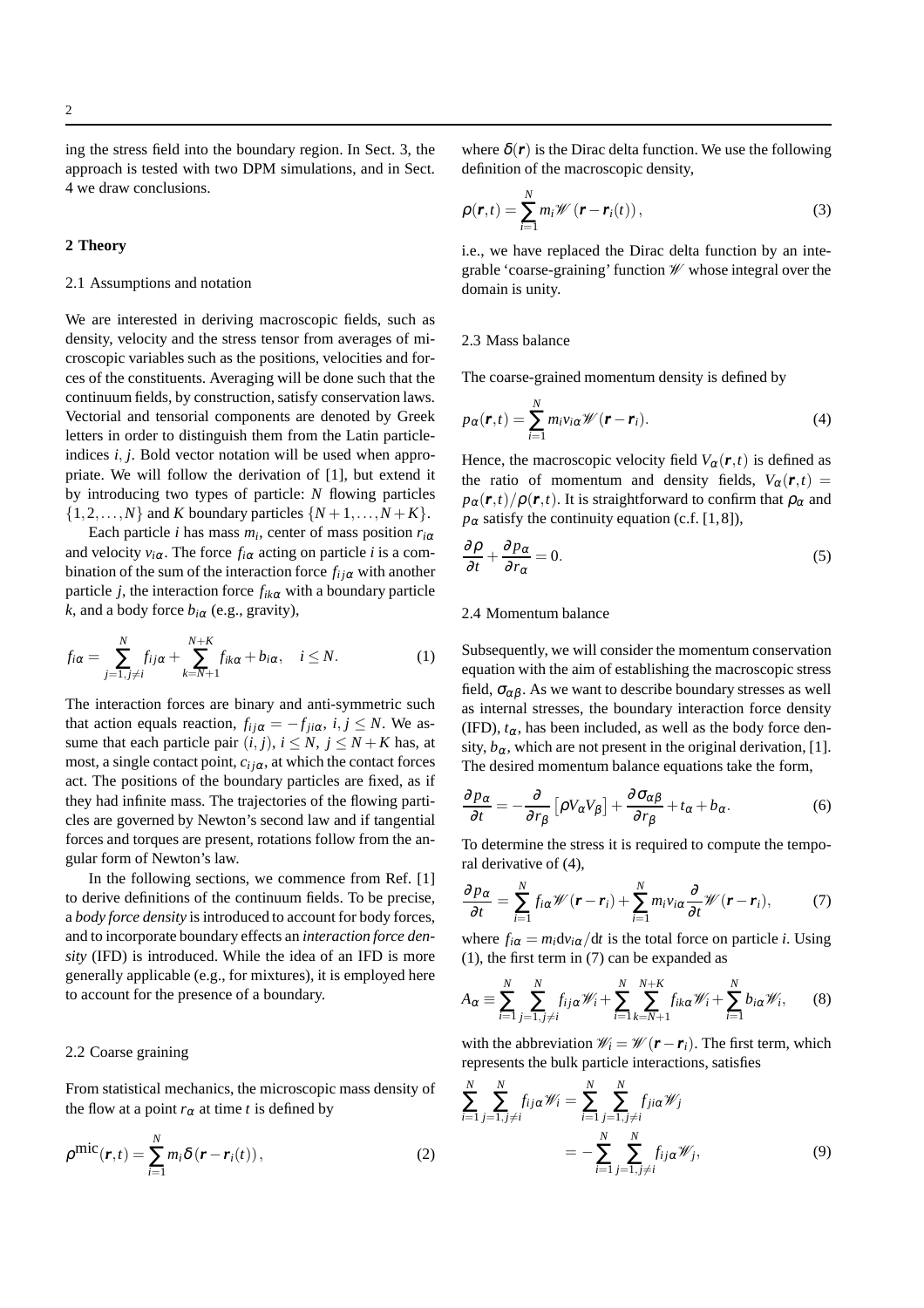ing the stress field into the boundary region. In Sect. 3, the approach is tested with two DPM simulations, and in Sect. 4 we draw conclusions.

## 2 Theory

### 2.1 Assumptions and notation

We are interested in deriving macroscopic fields, such as density, velocity and the stress tensor from averages of microscopic variables such as the positions, velocities and forces of the constituents. Averaging will be done such that the continuum fields, by construction, satisfy conservation laws. Vectorial and tensorial components are denoted by Greek letters in order to distinguish them from the Latin particle-indices $i$, $j$. Bold vector notation will be used when appropriate. We will follow the derivation of [1], but extend it by introducing two types of particle: $N$ flowing particles $\{1,2,\ldots,N\}$ and $K$ boundary particles $\{N+1,\ldots,N+K\}$.

Each particle $i$ has mass $m_i$, center of mass position $r_{i\alpha}$ and velocity $v_{i\alpha}$. The force $f_{i\alpha}$ acting on particle $i$ is a combination of the sum of the interaction force $f_{ij\alpha}$ with another particle $j$, the interaction force $f_{ik\alpha}$ with a boundary particle $k$, and a body force $b_{i\alpha}$ (e.g., gravity),

$$f_{i\alpha} = \sum_{j=1,j\neq i}^{N} f_{ij\alpha} + \sum_{k=N+1}^{N+K} f_{ik\alpha} + b_{i\alpha}, \quad i \leq N. \tag{1}$$

The interaction forces are binary and anti-symmetric such that action equals reaction, $f_{ij\alpha} = -f_{ji\alpha}$, $i,j \leq N$. We assume that each particle pair $(i,j)$, $i \leq N$, $j \leq N+K$ has, at most, a single contact point, $c_{ij\alpha}$, at which the contact forces act. The positions of the boundary particles are fixed, as if they had infinite mass. The trajectories of the flowing particles are governed by Newton's second law and if tangential forces and torques are present, rotations follow from the angular form of Newton's law.

In the following sections, we commence from Ref. [1] to derive definitions of the continuum fields. To be precise, a *body force density* is introduced to account for body forces, and to incorporate boundary effects an *interaction force density* (IFD) is introduced. While the idea of an IFD is more generally applicable (e.g., for mixtures), it is employed here to account for the presence of a boundary.

### 2.2 Coarse graining

From statistical mechanics, the microscopic mass density of the flow at a point $r_\alpha$ at time $t$ is defined by

$$\rho^{\text{mic}}(\boldsymbol{r},t) = \sum_{i=1}^{N} m_i \delta\left(\boldsymbol{r} - \boldsymbol{r}_i(t)\right), \tag{2}$$

where $\delta(\boldsymbol{r})$ is the Dirac delta function. We use the following definition of the macroscopic density,

$$\rho(\boldsymbol{r},t) = \sum_{i=1}^{N} m_i \mathscr{W}\left(\boldsymbol{r} - \boldsymbol{r}_i(t)\right), \tag{3}$$

i.e., we have replaced the Dirac delta function by an integrable 'coarse-graining' function $\mathscr{W}$ whose integral over the domain is unity.

### 2.3 Mass balance

The coarse-grained momentum density is defined by

$$p_\alpha(\boldsymbol{r},t) = \sum_{i=1}^{N} m_i v_{i\alpha} \mathscr{W}(\boldsymbol{r} - \boldsymbol{r}_i). \tag{4}$$

Hence, the macroscopic velocity field $V_\alpha(\boldsymbol{r},t)$ is defined as the ratio of momentum and density fields, $V_\alpha(\boldsymbol{r},t) = p_\alpha(\boldsymbol{r},t)/\rho(\boldsymbol{r},t)$. It is straightforward to confirm that $\rho_\alpha$ and $p_\alpha$ satisfy the continuity equation (c.f. [1,8]),

$$\frac{\partial \rho}{\partial t} + \frac{\partial p_\alpha}{\partial r_\alpha} = 0. \tag{5}$$

### 2.4 Momentum balance

Subsequently, we will consider the momentum conservation equation with the aim of establishing the macroscopic stress field, $\sigma_{\alpha\beta}$. As we want to describe boundary stresses as well as internal stresses, the boundary interaction force density (IFD), $t_\alpha$, has been included, as well as the body force density, $b_\alpha$, which are not present in the original derivation, [1]. The desired momentum balance equations take the form,

$$\frac{\partial p_\alpha}{\partial t} = -\frac{\partial}{\partial r_\beta}\left[\rho V_\alpha V_\beta\right] + \frac{\partial \sigma_{\alpha\beta}}{\partial r_\beta} + t_\alpha + b_\alpha. \tag{6}$$

To determine the stress it is required to compute the temporal derivative of (4),

$$\frac{\partial p_\alpha}{\partial t} = \sum_{i=1}^{N} f_{i\alpha} \mathscr{W}(\boldsymbol{r} - \boldsymbol{r}_i) + \sum_{i=1}^{N} m_i v_{i\alpha} \frac{\partial}{\partial t} \mathscr{W}(\boldsymbol{r} - \boldsymbol{r}_i), \tag{7}$$

where $f_{i\alpha} = m_i \mathrm{d}v_{i\alpha}/\mathrm{d}t$ is the total force on particle $i$. Using (1), the first term in (7) can be expanded as

$$A_\alpha \equiv \sum_{i=1}^{N} \sum_{j=1,j\neq i}^{N} f_{ij\alpha} \mathscr{W}_i + \sum_{i=1}^{N} \sum_{k=N+1}^{N+K} f_{ik\alpha} \mathscr{W}_i + \sum_{i=1}^{N} b_{i\alpha} \mathscr{W}_i, \tag{8}$$

with the abbreviation $\mathscr{W}_i = \mathscr{W}(\boldsymbol{r} - \boldsymbol{r}_i)$. The first term, which represents the bulk particle interactions, satisfies

$$\begin{aligned}
\sum_{i=1}^{N} \sum_{j=1,j\neq i}^{N} f_{ij\alpha} \mathscr{W}_i &= \sum_{i=1}^{N} \sum_{j=1,j\neq i}^{N} f_{ji\alpha} \mathscr{W}_j \\
&= -\sum_{i=1}^{N} \sum_{j=1,j\neq i}^{N} f_{ij\alpha} \mathscr{W}_j,
\end{aligned} \tag{9}$$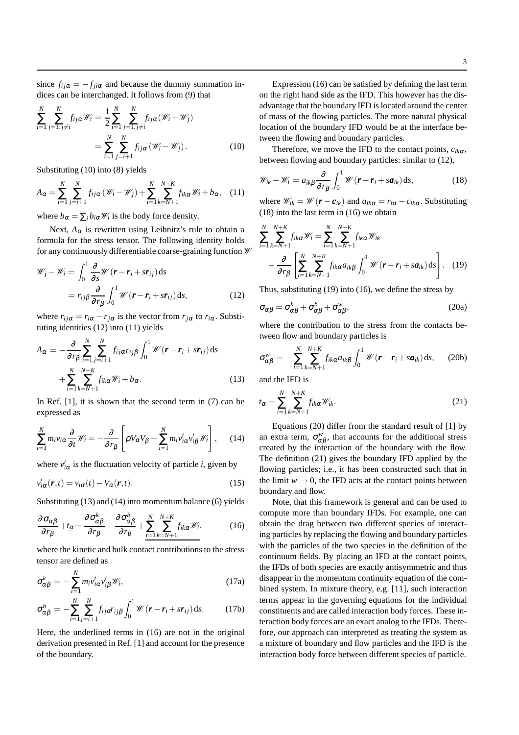since $f_{ij\alpha} = -f_{ji\alpha}$ and because the dummy summation indices can be interchanged. It follows from (9) that

$$\sum_{i=1}^{N}\sum_{j=1,j\neq i}^{N} f_{ij\alpha}\mathscr{W}_i = \frac{1}{2}\sum_{i=1}^{N}\sum_{j=1,j\neq i}^{N} f_{ij\alpha}(\mathscr{W}_i - \mathscr{W}_j) = \sum_{i=1}^{N}\sum_{j=i+1}^{N} f_{ij\alpha}(\mathscr{W}_i - \mathscr{W}_j). \tag{10}$$

Substituting (10) into (8) yields

$$A_\alpha = \sum_{i=1}^{N}\sum_{j=i+1}^{N} f_{ij\alpha}(\mathscr{W}_i - \mathscr{W}_j) + \sum_{i=1}^{N}\sum_{k=N+1}^{N+K} f_{ik\alpha}\mathscr{W}_i + b_\alpha, \tag{11}$$

where $b_\alpha = \sum_i b_{i\alpha}\mathscr{W}_i$ is the body force density.

Next, $A_\alpha$ is rewritten using Leibnitz's rule to obtain a formula for the stress tensor. The following identity holds for any continuously differentiable coarse-graining function $\mathscr{W}$

$$\mathscr{W}_j - \mathscr{W}_i = \int_0^1 \frac{\partial}{\partial s}\mathscr{W}(\mathbf{r} - \mathbf{r}_i + s\mathbf{r}_{ij})\,\mathrm{d}s = r_{ij\beta}\frac{\partial}{\partial r_\beta}\int_0^1 \mathscr{W}(\mathbf{r} - \mathbf{r}_i + s\mathbf{r}_{ij})\,\mathrm{d}s, \tag{12}$$

where $r_{ij\alpha} = r_{i\alpha} - r_{j\alpha}$ is the vector from $r_{j\alpha}$ to $r_{i\alpha}$. Substituting identities (12) into (11) yields

$$A_\alpha = -\frac{\partial}{\partial r_\beta}\sum_{i=1}^{N}\sum_{j=i+1}^{N} f_{ij\alpha}r_{ij\beta}\int_0^1 \mathscr{W}(\mathbf{r} - \mathbf{r}_i + s\mathbf{r}_{ij})\,\mathrm{d}s + \sum_{i=1}^{N}\sum_{k=N+1}^{N+K} f_{ik\alpha}\mathscr{W}_i + b_\alpha. \tag{13}$$

In Ref. [1], it is shown that the second term in (7) can be expressed as

$$\sum_{i=1}^{N} m_i v_{i\alpha}\frac{\partial}{\partial t}\mathscr{W}_i = -\frac{\partial}{\partial r_\beta}\left[\rho V_\alpha V_\beta + \sum_{i=1}^{N} m_i v'_{i\alpha}v'_{i\beta}\mathscr{W}_i\right], \tag{14}$$

where $v'_{i\alpha}$ is the fluctuation velocity of particle $i$, given by

$$v'_{i\alpha}(\mathbf{r},t) = v_{i\alpha}(t) - V_\alpha(\mathbf{r},t). \tag{15}$$

Substituting (13) and (14) into momentum balance (6) yields

$$\frac{\partial \sigma_{\alpha\beta}}{\partial r_\beta} + \underline{t_\alpha} = \frac{\partial \sigma^k_{\alpha\beta}}{\partial r_\beta} + \frac{\partial \sigma^b_{\alpha\beta}}{\partial r_\beta} + \underline{\sum_{i=1}^{N}\sum_{k=N+1}^{N+K} f_{ik\alpha}\mathscr{W}_i}. \tag{16}$$

where the kinetic and bulk contact contributions to the stress tensor are defined as

$$\sigma^k_{\alpha\beta} = -\sum_{i=1}^{N} m_i v'_{i\alpha}v'_{i\beta}\mathscr{W}_i, \tag{17a}$$

$$\sigma^b_{\alpha\beta} = -\sum_{i=1}^{N}\sum_{j=i+1}^{N} f_{ij\alpha}r_{ij\beta}\int_0^1 \mathscr{W}(\mathbf{r} - \mathbf{r}_i + s\mathbf{r}_{ij})\,\mathrm{d}s. \tag{17b}$$

Here, the underlined terms in (16) are not in the original derivation presented in Ref. [1] and account for the presence of the boundary.

Expression (16) can be satisfied by defining the last term on the right hand side as the IFD. This however has the disadvantage that the boundary IFD is located around the center of mass of the flowing particles. The more natural physical location of the boundary IFD would be at the interface between the flowing and boundary particles.

Therefore, we move the IFD to the contact points, $c_{ik\alpha}$, between flowing and boundary particles: similar to (12),

$$\mathscr{W}_{ik} - \mathscr{W}_i = a_{ik\beta}\frac{\partial}{\partial r_\beta}\int_0^1 \mathscr{W}(\mathbf{r} - \mathbf{r}_i + s\mathbf{a}_{ik})\,\mathrm{d}s, \tag{18}$$

where $\mathscr{W}_{ik} = \mathscr{W}(\mathbf{r} - \mathbf{c}_{ik})$ and $a_{ik\alpha} = r_{i\alpha} - c_{ik\alpha}$. Substituting (18) into the last term in (16) we obtain

$$\sum_{i=1}^{N}\sum_{k=N+1}^{N+K} f_{ik\alpha}\mathscr{W}_i = \sum_{i=1}^{N}\sum_{k=N+1}^{N+K} f_{ik\alpha}\mathscr{W}_{ik} - \frac{\partial}{\partial r_\beta}\left[\sum_{i=1}^{N}\sum_{k=N+1}^{N+K} f_{ik\alpha}a_{ik\beta}\int_0^1 \mathscr{W}(\mathbf{r} - \mathbf{r}_i + s\mathbf{a}_{ik})\,\mathrm{d}s\right]. \tag{19}$$

Thus, substituting (19) into (16), we define the stress by

$$\sigma_{\alpha\beta} = \sigma^k_{\alpha\beta} + \sigma^b_{\alpha\beta} + \sigma^w_{\alpha\beta}, \tag{20a}$$

where the contribution to the stress from the contacts between flow and boundary particles is

$$\sigma^w_{\alpha\beta} = -\sum_{i=1}^{N}\sum_{k=N+1}^{N+K} f_{ik\alpha}a_{ik\beta}\int_0^1 \mathscr{W}(\mathbf{r} - \mathbf{r}_i + s\mathbf{a}_{ik})\,\mathrm{d}s, \tag{20b}$$

and the IFD is

$$t_\alpha = \sum_{i=1}^{N}\sum_{k=N+1}^{N+K} f_{ik\alpha}\mathscr{W}_{ik}. \tag{21}$$

Equations (20) differ from the standard result of [1] by an extra term, $\sigma^w_{\alpha\beta}$, that accounts for the additional stress created by the interaction of the boundary with the flow. The definition (21) gives the boundary IFD applied by the flowing particles; i.e., it has been constructed such that in the limit $w \to 0$, the IFD acts at the contact points between boundary and flow.

Note, that this framework is general and can be used to compute more than boundary IFDs. For example, one can obtain the drag between two different species of interacting particles by replacing the flowing and boundary particles with the particles of the two species in the definition of the continuum fields. By placing an IFD at the contact points, the IFDs of both species are exactly antisymmetric and thus disappear in the momentum continuity equation of the combined system. In mixture theory, e.g. [11], such interaction terms appear in the governing equations for the individual constituents and are called interaction body forces. These interaction body forces are an exact analog to the IFDs. Therefore, our approach can interpreted as treating the system as a mixture of boundary and flow particles and the IFD is the interaction body force between different species of particle.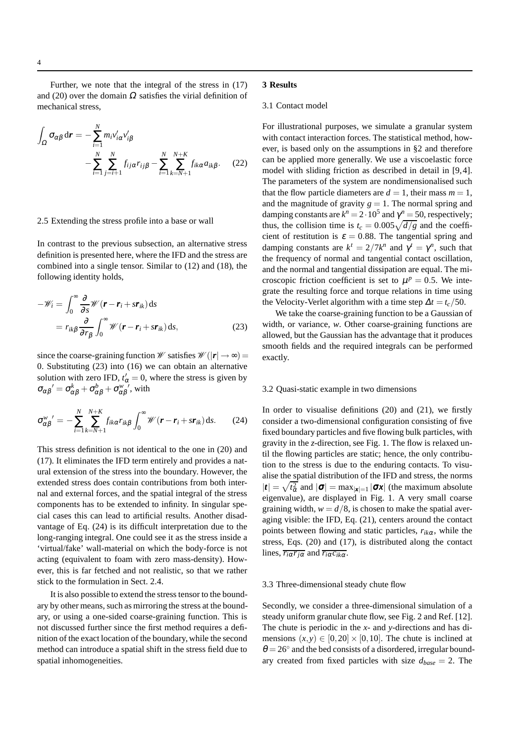Further, we note that the integral of the stress in (17) and (20) over the domain $\Omega$ satisfies the virial definition of mechanical stress,

$$\int_\Omega \sigma_{\alpha\beta}\,\mathrm{d}\boldsymbol{r} = -\sum_{i=1}^{N} m_i v'_{i\alpha} v'_{i\beta} - \sum_{i=1}^{N}\sum_{j=i+1}^{N} f_{ij\alpha} r_{ij\beta} - \sum_{i=1}^{N}\sum_{k=N+1}^{N+K} f_{ik\alpha} a_{ik\beta}. \quad (22)$$

### 2.5 Extending the stress profile into a base or wall

In contrast to the previous subsection, an alternative stress definition is presented here, where the IFD and the stress are combined into a single tensor. Similar to (12) and (18), the following identity holds,

$$\begin{aligned} -\mathscr{W}_i &= \int_0^\infty \frac{\partial}{\partial s}\mathscr{W}(\boldsymbol{r}-\boldsymbol{r}_i+s\boldsymbol{r}_{ik})\,\mathrm{d}s \\ &= r_{ik\beta}\frac{\partial}{\partial r_\beta}\int_0^\infty \mathscr{W}(\boldsymbol{r}-\boldsymbol{r}_i+s\boldsymbol{r}_{ik})\,\mathrm{d}s, \end{aligned} \quad (23)$$

since the coarse-graining function $\mathscr{W}$ satisfies $\mathscr{W}(|\boldsymbol{r}|\to\infty)=0$. Substituting (23) into (16) we can obtain an alternative solution with zero IFD, $t'_\alpha = 0$, where the stress is given by $\sigma_{\alpha\beta}{}' = \sigma^k_{\alpha\beta} + \sigma^b_{\alpha\beta} + \sigma^w_{\alpha\beta}{}'$, with

$$\sigma^w_{\alpha\beta}{}' = -\sum_{i=1}^{N}\sum_{k=N+1}^{N+K} f_{ik\alpha} r_{ik\beta}\int_0^\infty \mathscr{W}(\boldsymbol{r}-\boldsymbol{r}_i+s\boldsymbol{r}_{ik})\,\mathrm{d}s. \quad (24)$$

This stress definition is not identical to the one in (20) and (17). It eliminates the IFD term entirely and provides a natural extension of the stress into the boundary. However, the extended stress does contain contributions from both internal and external forces, and the spatial integral of the stress components has to be extended to infinity. In singular special cases this can lead to artificial results. Another disadvantage of Eq. (24) is its difficult interpretation due to the long-ranging integral. One could see it as the stress inside a 'virtual/fake' wall-material on which the body-force is not acting (equivalent to foam with zero mass-density). However, this is far fetched and not realistic, so that we rather stick to the formulation in Sect. 2.4.

It is also possible to extend the stress tensor to the boundary by other means, such as mirroring the stress at the boundary, or using a one-sided coarse-graining function. This is not discussed further since the first method requires a definition of the exact location of the boundary, while the second method can introduce a spatial shift in the stress field due to spatial inhomogeneities.

## 3 Results

### 3.1 Contact model

For illustrational purposes, we simulate a granular system with contact interaction forces. The statistical method, however, is based only on the assumptions in §2 and therefore can be applied more generally. We use a viscoelastic force model with sliding friction as described in detail in [9,4]. The parameters of the system are nondimensionalised such that the flow particle diameters are $d=1$, their mass $m=1$, and the magnitude of gravity $g=1$. The normal spring and damping constants are $k^n = 2\cdot 10^5$ and $\gamma^n = 50$, respectively; thus, the collision time is $t_c = 0.005\sqrt{d/g}$ and the coefficient of restitution is $\varepsilon = 0.88$. The tangential spring and damping constants are $k^t = 2/7k^n$ and $\gamma^t = \gamma^n$, such that the frequency of normal and tangential contact oscillation, and the normal and tangential dissipation are equal. The microscopic friction coefficient is set to $\mu^p = 0.5$. We integrate the resulting force and torque relations in time using the Velocity-Verlet algorithm with a time step $\Delta t = t_c/50$.

We take the coarse-graining function to be a Gaussian of width, or variance, $w$. Other coarse-graining functions are allowed, but the Gaussian has the advantage that it produces smooth fields and the required integrals can be performed exactly.

### 3.2 Quasi-static example in two dimensions

In order to visualise definitions (20) and (21), we firstly consider a two-dimensional configuration consisting of five fixed boundary particles and five flowing bulk particles, with gravity in the $z$-direction, see Fig. 1. The flow is relaxed until the flowing particles are static; hence, the only contribution to the stress is due to the enduring contacts. To visualise the spatial distribution of the IFD and stress, the norms $|\boldsymbol{t}| = \sqrt{t^2_\alpha}$ and $|\boldsymbol{\sigma}| = \max_{|\boldsymbol{x}|=1}|\boldsymbol{\sigma x}|$ (the maximum absolute eigenvalue), are displayed in Fig. 1. A very small coarse graining width, $w = d/8$, is chosen to make the spatial averaging visible: the IFD, Eq. (21), centers around the contact points between flowing and static particles, $r_{ik\alpha}$, while the stress, Eqs. (20) and (17), is distributed along the contact lines, $\overline{r_{i\alpha} r_{j\alpha}}$ and $\overline{r_{i\alpha} c_{ik\alpha}}$.

### 3.3 Three-dimensional steady chute flow

Secondly, we consider a three-dimensional simulation of a steady uniform granular chute flow, see Fig. 2 and Ref. [12]. The chute is periodic in the $x$- and $y$-directions and has dimensions $(x,y)\in[0,20]\times[0,10]$. The chute is inclined at $\theta = 26^\circ$ and the bed consists of a disordered, irregular boundary created from fixed particles with size $d_{base} = 2$. The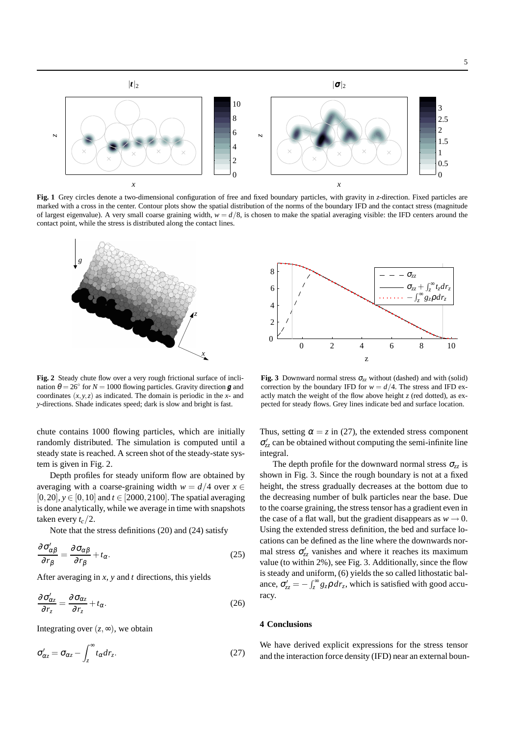**Fig. 1** Grey circles denote a two-dimensional configuration of free and fixed boundary particles, with gravity in $z$-direction. Fixed particles are marked with a cross in the center. Contour plots show the spatial distribution of the norms of the boundary IFD and the contact stress (magnitude of largest eigenvalue). A very small coarse graining width, $w = d/8$, is chosen to make the spatial averaging visible: the IFD centers around the contact point, while the stress is distributed along the contact lines.

**Fig. 2** Steady chute flow over a very rough frictional surface of inclination $\theta = 26^\circ$ for $N = 1000$ flowing particles. Gravity direction $\boldsymbol{g}$ and coordinates $(x, y, z)$ as indicated. The domain is periodic in the $x$- and $y$-directions. Shade indicates speed; dark is slow and bright is fast.

**Fig. 3** Downward normal stress $\sigma_{zz}$ without (dashed) and with (solid) correction by the boundary IFD for $w = d/4$. The stress and IFD exactly match the weight of the flow above height $z$ (red dotted), as expected for steady flows. Grey lines indicate bed and surface location.

chute contains 1000 flowing particles, which are initially randomly distributed. The simulation is computed until a steady state is reached. A screen shot of the steady-state system is given in Fig. 2.

Depth profiles for steady uniform flow are obtained by averaging with a coarse-graining width $w = d/4$ over $x \in [0, 20]$, $y \in [0, 10]$ and $t \in [2000, 2100]$. The spatial averaging is done analytically, while we average in time with snapshots taken every $t_c/2$.

Note that the stress definitions (20) and (24) satisfy

$$\frac{\partial \sigma'_{\alpha\beta}}{\partial r_\beta} = \frac{\partial \sigma_{\alpha\beta}}{\partial r_\beta} + t_\alpha. \tag{25}$$

After averaging in $x$, $y$ and $t$ directions, this yields

$$\frac{\partial \sigma'_{\alpha z}}{\partial r_z} = \frac{\partial \sigma_{\alpha z}}{\partial r_z} + t_\alpha. \tag{26}$$

Integrating over $(z, \infty)$, we obtain

$$\sigma'_{\alpha z} = \sigma_{\alpha z} - \int_z^\infty t_\alpha dr_z. \tag{27}$$

Thus, setting $\alpha = z$ in (27), the extended stress component $\sigma'_{zz}$ can be obtained without computing the semi-infinite line integral.

The depth profile for the downward normal stress $\sigma_{zz}$ is shown in Fig. 3. Since the rough boundary is not at a fixed height, the stress gradually decreases at the bottom due to the decreasing number of bulk particles near the base. Due to the coarse graining, the stress tensor has a gradient even in the case of a flat wall, but the gradient disappears as $w \to 0$. Using the extended stress definition, the bed and surface locations can be defined as the line where the downwards normal stress $\sigma'_{zz}$ vanishes and where it reaches its maximum value (to within 2%), see Fig. 3. Additionally, since the flow is steady and uniform, (6) yields the so called lithostatic balance, $\sigma'_{zz} = -\int_z^\infty g_z \rho dr_z$, which is satisfied with good accuracy.

## 4 Conclusions

We have derived explicit expressions for the stress tensor and the interaction force density (IFD) near an external boun-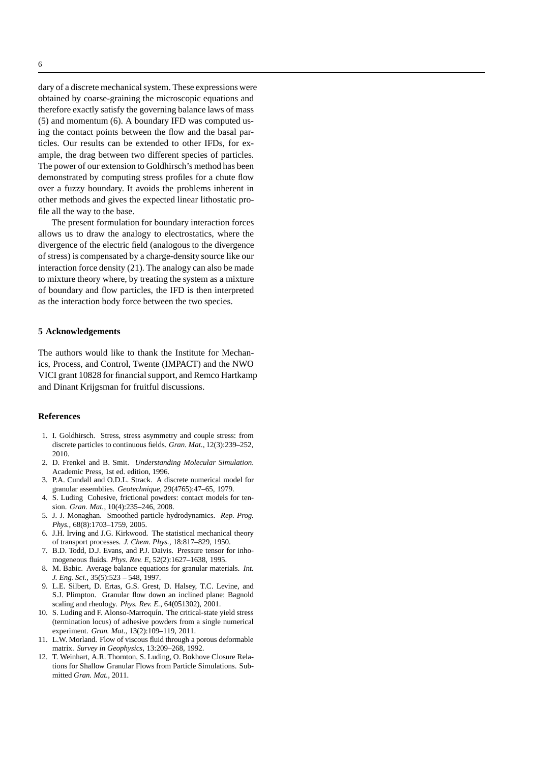dary of a discrete mechanical system. These expressions were obtained by coarse-graining the microscopic equations and therefore exactly satisfy the governing balance laws of mass (5) and momentum (6). A boundary IFD was computed using the contact points between the flow and the basal particles. Our results can be extended to other IFDs, for example, the drag between two different species of particles. The power of our extension to Goldhirsch's method has been demonstrated by computing stress profiles for a chute flow over a fuzzy boundary. It avoids the problems inherent in other methods and gives the expected linear lithostatic profile all the way to the base.

The present formulation for boundary interaction forces allows us to draw the analogy to electrostatics, where the divergence of the electric field (analogous to the divergence of stress) is compensated by a charge-density source like our interaction force density (21). The analogy can also be made to mixture theory where, by treating the system as a mixture of boundary and flow particles, the IFD is then interpreted as the interaction body force between the two species.

## 5 Acknowledgements

The authors would like to thank the Institute for Mechanics, Process, and Control, Twente (IMPACT) and the NWO VICI grant 10828 for financial support, and Remco Hartkamp and Dinant Krijgsman for fruitful discussions.

## References

1. I. Goldhirsch. Stress, stress asymmetry and couple stress: from discrete particles to continuous fields. *Gran. Mat.*, 12(3):239–252, 2010.
2. D. Frenkel and B. Smit. *Understanding Molecular Simulation*. Academic Press, 1st ed. edition, 1996.
3. P.A. Cundall and O.D.L. Strack. A discrete numerical model for granular assemblies. *Geotechnique*, 29(4765):47–65, 1979.
4. S. Luding Cohesive, frictional powders: contact models for tension. *Gran. Mat.*, 10(4):235–246, 2008.
5. J. J. Monaghan. Smoothed particle hydrodynamics. *Rep. Prog. Phys.*, 68(8):1703–1759, 2005.
6. J.H. Irving and J.G. Kirkwood. The statistical mechanical theory of transport processes. *J. Chem. Phys.*, 18:817–829, 1950.
7. B.D. Todd, D.J. Evans, and P.J. Daivis. Pressure tensor for inhomogeneous fluids. *Phys. Rev. E*, 52(2):1627–1638, 1995.
8. M. Babic. Average balance equations for granular materials. *Int. J. Eng. Sci.*, 35(5):523 – 548, 1997.
9. L.E. Silbert, D. Ertas, G.S. Grest, D. Halsey, T.C. Levine, and S.J. Plimpton. Granular flow down an inclined plane: Bagnold scaling and rheology. *Phys. Rev. E.*, 64(051302), 2001.
10. S. Luding and F. Alonso-Marroquín. The critical-state yield stress (termination locus) of adhesive powders from a single numerical experiment. *Gran. Mat.*, 13(2):109–119, 2011.
11. L.W. Morland. Flow of viscous fluid through a porous deformable matrix. *Survey in Geophysics*, 13:209–268, 1992.
12. T. Weinhart, A.R. Thornton, S. Luding, O. Bokhove Closure Relations for Shallow Granular Flows from Particle Simulations. Submitted *Gran. Mat.*, 2011.